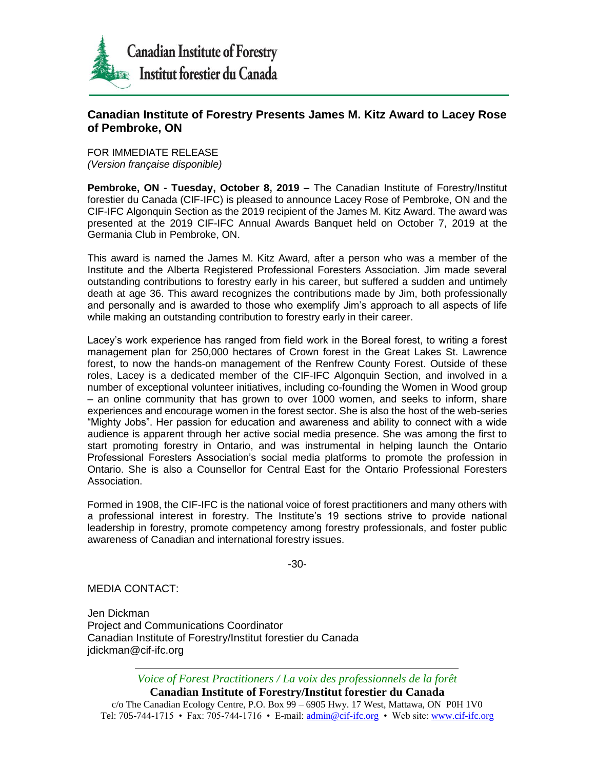Canadian Institute of Forestry
Institut forestier du Canada

## Canadian Institute of Forestry Presents James M. Kitz Award to Lacey Rose of Pembroke, ON

FOR IMMEDIATE RELEASE
*(Version française disponible)*

**Pembroke, ON - Tuesday, October 8, 2019 –** The Canadian Institute of Forestry/Institut forestier du Canada (CIF-IFC) is pleased to announce Lacey Rose of Pembroke, ON and the CIF-IFC Algonquin Section as the 2019 recipient of the James M. Kitz Award. The award was presented at the 2019 CIF-IFC Annual Awards Banquet held on October 7, 2019 at the Germania Club in Pembroke, ON.

This award is named the James M. Kitz Award, after a person who was a member of the Institute and the Alberta Registered Professional Foresters Association. Jim made several outstanding contributions to forestry early in his career, but suffered a sudden and untimely death at age 36. This award recognizes the contributions made by Jim, both professionally and personally and is awarded to those who exemplify Jim's approach to all aspects of life while making an outstanding contribution to forestry early in their career.

Lacey's work experience has ranged from field work in the Boreal forest, to writing a forest management plan for 250,000 hectares of Crown forest in the Great Lakes St. Lawrence forest, to now the hands-on management of the Renfrew County Forest. Outside of these roles, Lacey is a dedicated member of the CIF-IFC Algonquin Section, and involved in a number of exceptional volunteer initiatives, including co-founding the Women in Wood group – an online community that has grown to over 1000 women, and seeks to inform, share experiences and encourage women in the forest sector. She is also the host of the web-series "Mighty Jobs". Her passion for education and awareness and ability to connect with a wide audience is apparent through her active social media presence. She was among the first to start promoting forestry in Ontario, and was instrumental in helping launch the Ontario Professional Foresters Association's social media platforms to promote the profession in Ontario. She is also a Counsellor for Central East for the Ontario Professional Foresters Association.

Formed in 1908, the CIF-IFC is the national voice of forest practitioners and many others with a professional interest in forestry. The Institute's 19 sections strive to provide national leadership in forestry, promote competency among forestry professionals, and foster public awareness of Canadian and international forestry issues.

-30-

MEDIA CONTACT:

Jen Dickman
Project and Communications Coordinator
Canadian Institute of Forestry/Institut forestier du Canada
jdickman@cif-ifc.org

*Voice of Forest Practitioners / La voix des professionnels de la forêt*
**Canadian Institute of Forestry/Institut forestier du Canada**
c/o The Canadian Ecology Centre, P.O. Box 99 – 6905 Hwy. 17 West, Mattawa, ON P0H 1V0
Tel: 705-744-1715 • Fax: 705-744-1716 • E-mail: admin@cif-ifc.org • Web site: www.cif-ifc.org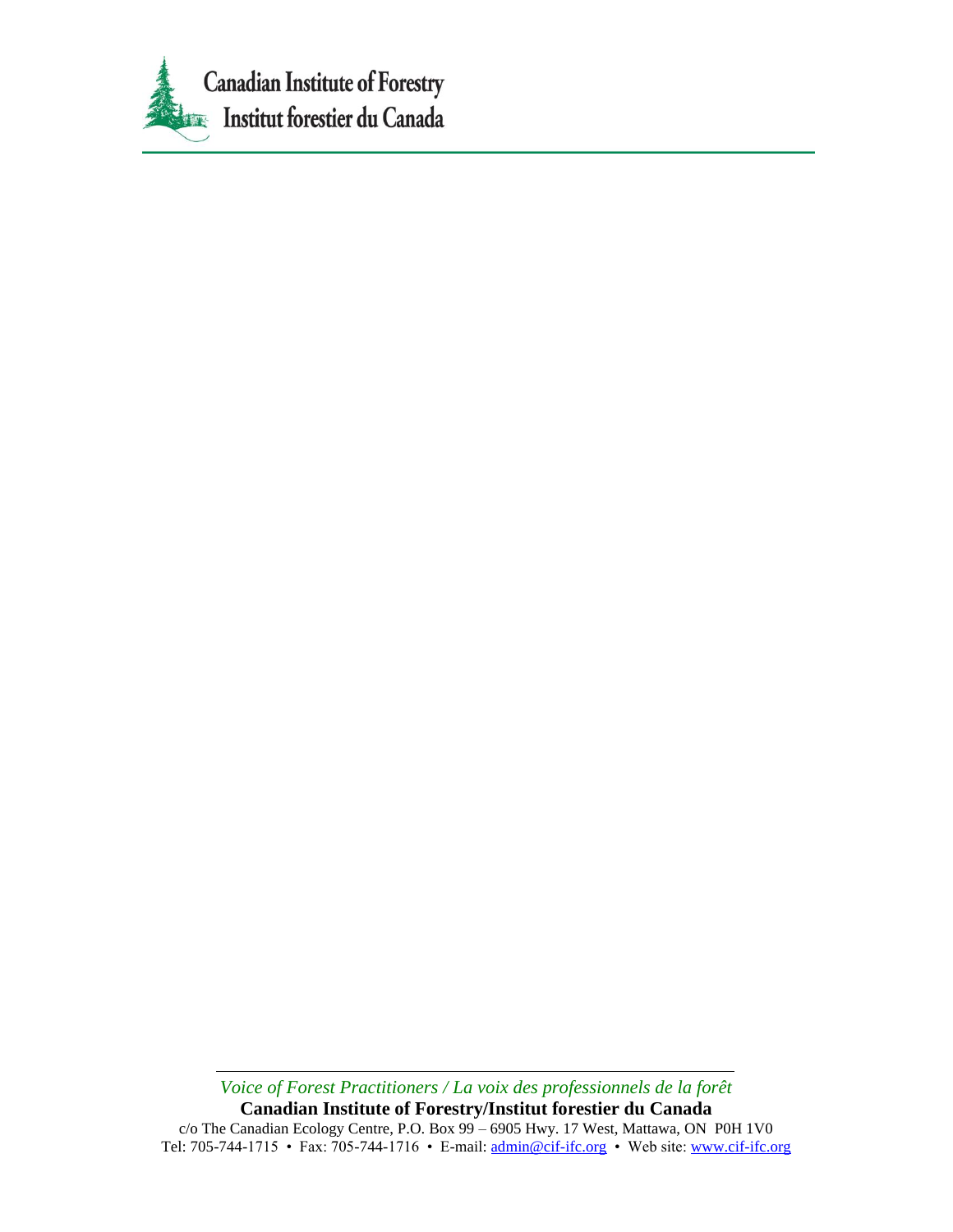Canadian Institute of Forestry
Institut forestier du Canada

---

*Voice of Forest Practitioners / La voix des professionnels de la forêt*

**Canadian Institute of Forestry/Institut forestier du Canada**

c/o The Canadian Ecology Centre, P.O. Box 99 – 6905 Hwy. 17 West, Mattawa, ON P0H 1V0

Tel: 705-744-1715 • Fax: 705-744-1716 • E-mail: admin@cif-ifc.org • Web site: www.cif-ifc.org